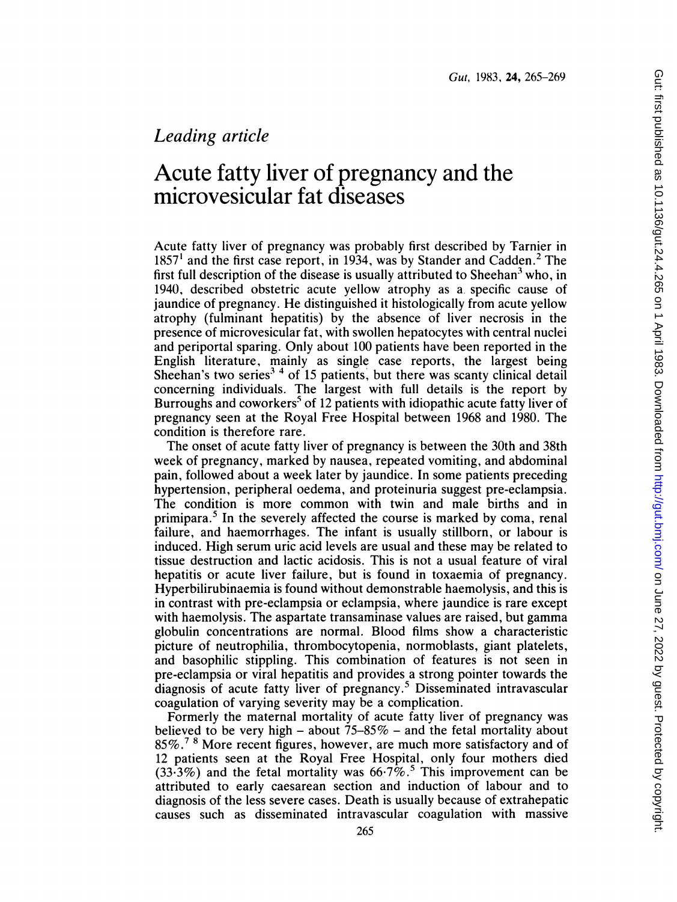*Leading article*

# Acute fatty liver of pregnancy and the microvesicular fat diseases

Acute fatty liver of pregnancy was probably first described by Tarnier in 1857[1] and the first case report, in 1934, was by Stander and Cadden.[2] The first full description of the disease is usually attributed to Sheehan[3] who, in 1940, described obstetric acute yellow atrophy as a specific cause of jaundice of pregnancy. He distinguished it histologically from acute yellow atrophy (fulminant hepatitis) by the absence of liver necrosis in the presence of microvesicular fat, with swollen hepatocytes with central nuclei and periportal sparing. Only about 100 patients have been reported in the English literature, mainly as single case reports, the largest being Sheehan's two series[3 4] of 15 patients, but there was scanty clinical detail concerning individuals. The largest with full details is the report by Burroughs and coworkers[5] of 12 patients with idiopathic acute fatty liver of pregnancy seen at the Royal Free Hospital between 1968 and 1980. The condition is therefore rare.

The onset of acute fatty liver of pregnancy is between the 30th and 38th week of pregnancy, marked by nausea, repeated vomiting, and abdominal pain, followed about a week later by jaundice. In some patients preceding hypertension, peripheral oedema, and proteinuria suggest pre-eclampsia. The condition is more common with twin and male births and in primipara.[5] In the severely affected the course is marked by coma, renal failure, and haemorrhages. The infant is usually stillborn, or labour is induced. High serum uric acid levels are usual and these may be related to tissue destruction and lactic acidosis. This is not a usual feature of viral hepatitis or acute liver failure, but is found in toxaemia of pregnancy. Hyperbilirubinaemia is found without demonstrable haemolysis, and this is in contrast with pre-eclampsia or eclampsia, where jaundice is rare except with haemolysis. The aspartate transaminase values are raised, but gamma globulin concentrations are normal. Blood films show a characteristic picture of neutrophilia, thrombocytopenia, normoblasts, giant platelets, and basophilic stippling. This combination of features is not seen in pre-eclampsia or viral hepatitis and provides a strong pointer towards the diagnosis of acute fatty liver of pregnancy.[5] Disseminated intravascular coagulation of varying severity may be a complication.

Formerly the maternal mortality of acute fatty liver of pregnancy was believed to be very high – about 75–85% – and the fetal mortality about 85%.[7 8] More recent figures, however, are much more satisfactory and of 12 patients seen at the Royal Free Hospital, only four mothers died (33·3%) and the fetal mortality was 66·7%.[5] This improvement can be attributed to early caesarean section and induction of labour and to diagnosis of the less severe cases. Death is usually because of extrahepatic causes such as disseminated intravascular coagulation with massive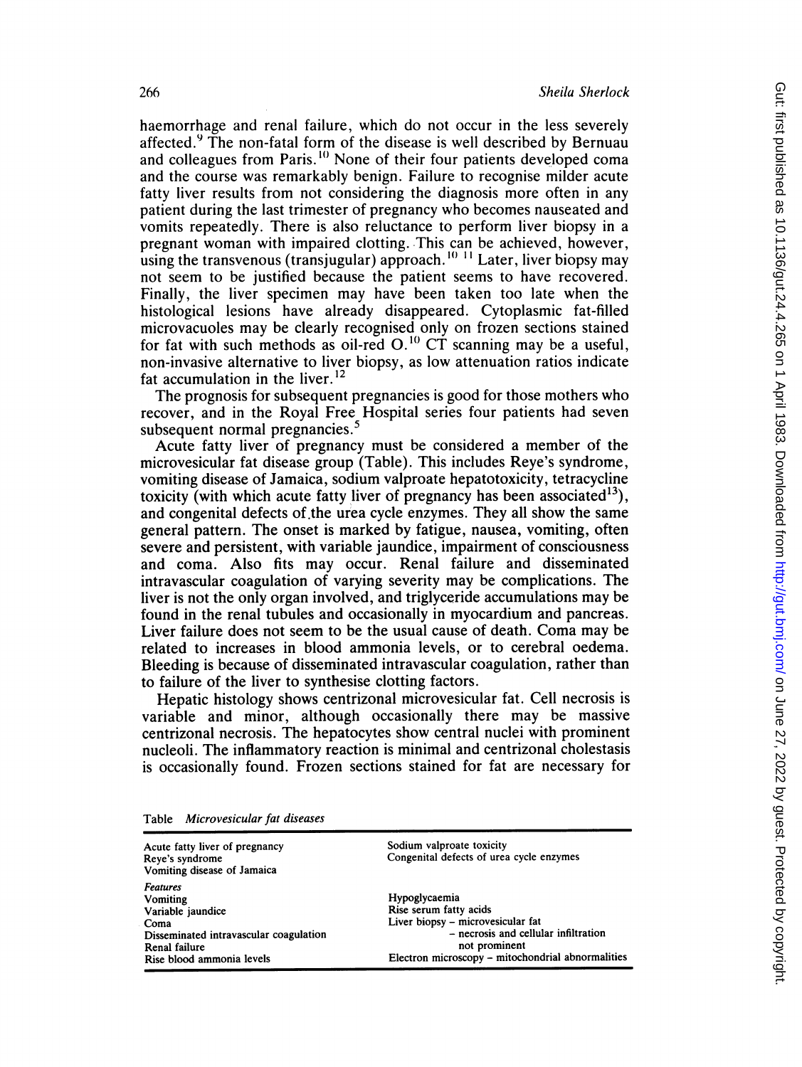haemorrhage and renal failure, which do not occur in the less severely affected.[9] The non-fatal form of the disease is well described by Bernuau and colleagues from Paris.[10] None of their four patients developed coma and the course was remarkably benign. Failure to recognise milder acute fatty liver results from not considering the diagnosis more often in any patient during the last trimester of pregnancy who becomes nauseated and vomits repeatedly. There is also reluctance to perform liver biopsy in a pregnant woman with impaired clotting. This can be achieved, however, using the transvenous (transjugular) approach.[10 11] Later, liver biopsy may not seem to be justified because the patient seems to have recovered. Finally, the liver specimen may have been taken too late when the histological lesions have already disappeared. Cytoplasmic fat-filled microvacuoles may be clearly recognised only on frozen sections stained for fat with such methods as oil-red O.[10] CT scanning may be a useful, non-invasive alternative to liver biopsy, as low attenuation ratios indicate fat accumulation in the liver.[12]

The prognosis for subsequent pregnancies is good for those mothers who recover, and in the Royal Free Hospital series four patients had seven subsequent normal pregnancies.[5]

Acute fatty liver of pregnancy must be considered a member of the microvesicular fat disease group (Table). This includes Reye's syndrome, vomiting disease of Jamaica, sodium valproate hepatotoxicity, tetracycline toxicity (with which acute fatty liver of pregnancy has been associated[13]), and congenital defects of the urea cycle enzymes. They all show the same general pattern. The onset is marked by fatigue, nausea, vomiting, often severe and persistent, with variable jaundice, impairment of consciousness and coma. Also fits may occur. Renal failure and disseminated intravascular coagulation of varying severity may be complications. The liver is not the only organ involved, and triglyceride accumulations may be found in the renal tubules and occasionally in myocardium and pancreas. Liver failure does not seem to be the usual cause of death. Coma may be related to increases in blood ammonia levels, or to cerebral oedema. Bleeding is because of disseminated intravascular coagulation, rather than to failure of the liver to synthesise clotting factors.

Hepatic histology shows centrizonal microvesicular fat. Cell necrosis is variable and minor, although occasionally there may be massive centrizonal necrosis. The hepatocytes show central nuclei with prominent nucleoli. The inflammatory reaction is minimal and centrizonal cholestasis is occasionally found. Frozen sections stained for fat are necessary for

Table *Microvesicular fat diseases*

| | |
|---|---|
| Acute fatty liver of pregnancy | Sodium valproate toxicity |
| Reye's syndrome | Congenital defects of urea cycle enzymes |
| Vomiting disease of Jamaica | |
| *Features* | |
| Vomiting | Hypoglycaemia |
| Variable jaundice | Rise serum fatty acids |
| Coma | Liver biopsy – microvesicular fat |
| Disseminated intravascular coagulation | – necrosis and cellular infiltration |
| Renal failure | not prominent |
| Rise blood ammonia levels | Electron microscopy – mitochondrial abnormalities |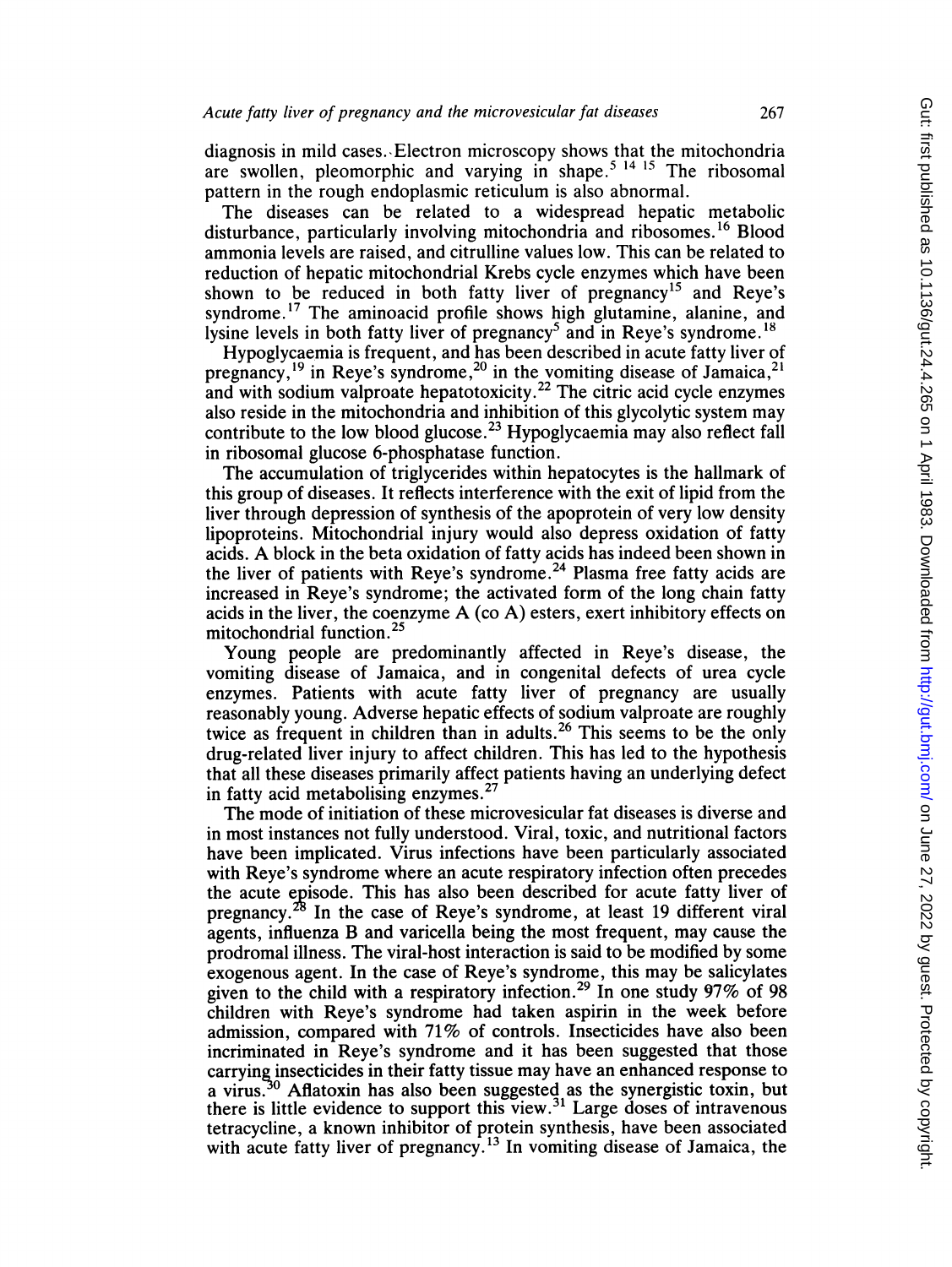diagnosis in mild cases. Electron microscopy shows that the mitochondria are swollen, pleomorphic and varying in shape.[5 14 15] The ribosomal pattern in the rough endoplasmic reticulum is also abnormal.

The diseases can be related to a widespread hepatic metabolic disturbance, particularly involving mitochondria and ribosomes.[16] Blood ammonia levels are raised, and citrulline values low. This can be related to reduction of hepatic mitochondrial Krebs cycle enzymes which have been shown to be reduced in both fatty liver of pregnancy[15] and Reye's syndrome.[17] The aminoacid profile shows high glutamine, alanine, and lysine levels in both fatty liver of pregnancy[5] and in Reye's syndrome.[18]

Hypoglycaemia is frequent, and has been described in acute fatty liver of pregnancy,[19] in Reye's syndrome,[20] in the vomiting disease of Jamaica,[21] and with sodium valproate hepatotoxicity.[22] The citric acid cycle enzymes also reside in the mitochondria and inhibition of this glycolytic system may contribute to the low blood glucose.[23] Hypoglycaemia may also reflect fall in ribosomal glucose 6-phosphatase function.

The accumulation of triglycerides within hepatocytes is the hallmark of this group of diseases. It reflects interference with the exit of lipid from the liver through depression of synthesis of the apoprotein of very low density lipoproteins. Mitochondrial injury would also depress oxidation of fatty acids. A block in the beta oxidation of fatty acids has indeed been shown in the liver of patients with Reye's syndrome.[24] Plasma free fatty acids are increased in Reye's syndrome; the activated form of the long chain fatty acids in the liver, the coenzyme A (co A) esters, exert inhibitory effects on mitochondrial function.[25]

Young people are predominantly affected in Reye's disease, the vomiting disease of Jamaica, and in congenital defects of urea cycle enzymes. Patients with acute fatty liver of pregnancy are usually reasonably young. Adverse hepatic effects of sodium valproate are roughly twice as frequent in children than in adults.[26] This seems to be the only drug-related liver injury to affect children. This has led to the hypothesis that all these diseases primarily affect patients having an underlying defect in fatty acid metabolising enzymes.[27]

The mode of initiation of these microvesicular fat diseases is diverse and in most instances not fully understood. Viral, toxic, and nutritional factors have been implicated. Virus infections have been particularly associated with Reye's syndrome where an acute respiratory infection often precedes the acute episode. This has also been described for acute fatty liver of pregnancy.[28] In the case of Reye's syndrome, at least 19 different viral agents, influenza B and varicella being the most frequent, may cause the prodromal illness. The viral-host interaction is said to be modified by some exogenous agent. In the case of Reye's syndrome, this may be salicylates given to the child with a respiratory infection.[29] In one study 97% of 98 children with Reye's syndrome had taken aspirin in the week before admission, compared with 71% of controls. Insecticides have also been incriminated in Reye's syndrome and it has been suggested that those carrying insecticides in their fatty tissue may have an enhanced response to a virus.[30] Aflatoxin has also been suggested as the synergistic toxin, but there is little evidence to support this view.[31] Large doses of intravenous tetracycline, a known inhibitor of protein synthesis, have been associated with acute fatty liver of pregnancy.[13] In vomiting disease of Jamaica, the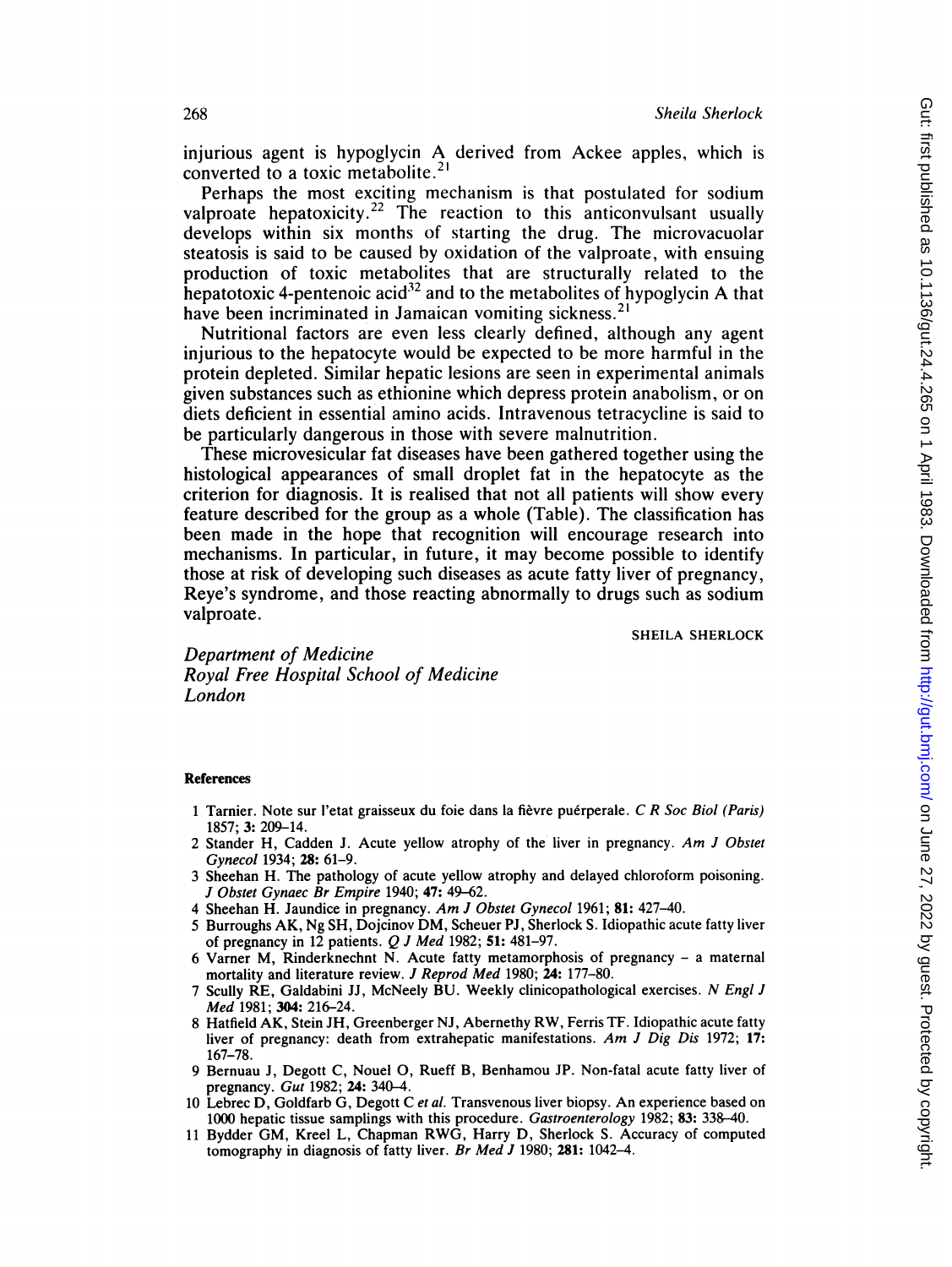injurious agent is hypoglycin A derived from Ackee apples, which is converted to a toxic metabolite.[21]

Perhaps the most exciting mechanism is that postulated for sodium valproate hepatoxicity.[22] The reaction to this anticonvulsant usually develops within six months of starting the drug. The microvacuolar steatosis is said to be caused by oxidation of the valproate, with ensuing production of toxic metabolites that are structurally related to the hepatotoxic 4-pentenoic acid[32] and to the metabolites of hypoglycin A that have been incriminated in Jamaican vomiting sickness.[21]

Nutritional factors are even less clearly defined, although any agent injurious to the hepatocyte would be expected to be more harmful in the protein depleted. Similar hepatic lesions are seen in experimental animals given substances such as ethionine which depress protein anabolism, or on diets deficient in essential amino acids. Intravenous tetracycline is said to be particularly dangerous in those with severe malnutrition.

These microvesicular fat diseases have been gathered together using the histological appearances of small droplet fat in the hepatocyte as the criterion for diagnosis. It is realised that not all patients will show every feature described for the group as a whole (Table). The classification has been made in the hope that recognition will encourage research into mechanisms. In particular, in future, it may become possible to identify those at risk of developing such diseases as acute fatty liver of pregnancy, Reye's syndrome, and those reacting abnormally to drugs such as sodium valproate.

SHEILA SHERLOCK

*Department of Medicine*
*Royal Free Hospital School of Medicine*
*London*

**References**

1 Tarnier. Note sur l'etat graisseux du foie dans la fièvre puérperale. *C R Soc Biol (Paris)* 1857; **3:** 209–14.

2 Stander H, Cadden J. Acute yellow atrophy of the liver in pregnancy. *Am J Obstet Gynecol* 1934; **28:** 61–9.

3 Sheehan H. The pathology of acute yellow atrophy and delayed chloroform poisoning. *J Obstet Gynaec Br Empire* 1940; **47:** 49–62.

4 Sheehan H. Jaundice in pregnancy. *Am J Obstet Gynecol* 1961; **81:** 427–40.

5 Burroughs AK, Ng SH, Dojcinov DM, Scheuer PJ, Sherlock S. Idiopathic acute fatty liver of pregnancy in 12 patients. *Q J Med* 1982; **51:** 481–97.

6 Varner M, Rinderknechnt N. Acute fatty metamorphosis of pregnancy – a maternal mortality and literature review. *J Reprod Med* 1980; **24:** 177–80.

7 Scully RE, Galdabini JJ, McNeely BU. Weekly clinicopathological exercises. *N Engl J Med* 1981; **304:** 216–24.

8 Hatfield AK, Stein JH, Greenberger NJ, Abernethy RW, Ferris TF. Idiopathic acute fatty liver of pregnancy: death from extrahepatic manifestations. *Am J Dig Dis* 1972; **17:** 167–78.

9 Bernuau J, Degott C, Nouel O, Rueff B, Benhamou JP. Non-fatal acute fatty liver of pregnancy. *Gut* 1982; **24:** 340–4.

10 Lebrec D, Goldfarb G, Degott C *et al.* Transvenous liver biopsy. An experience based on 1000 hepatic tissue samplings with this procedure. *Gastroenterology* 1982; **83:** 338–40.

11 Bydder GM, Kreel L, Chapman RWG, Harry D, Sherlock S. Accuracy of computed tomography in diagnosis of fatty liver. *Br Med J* 1980; **281:** 1042–4.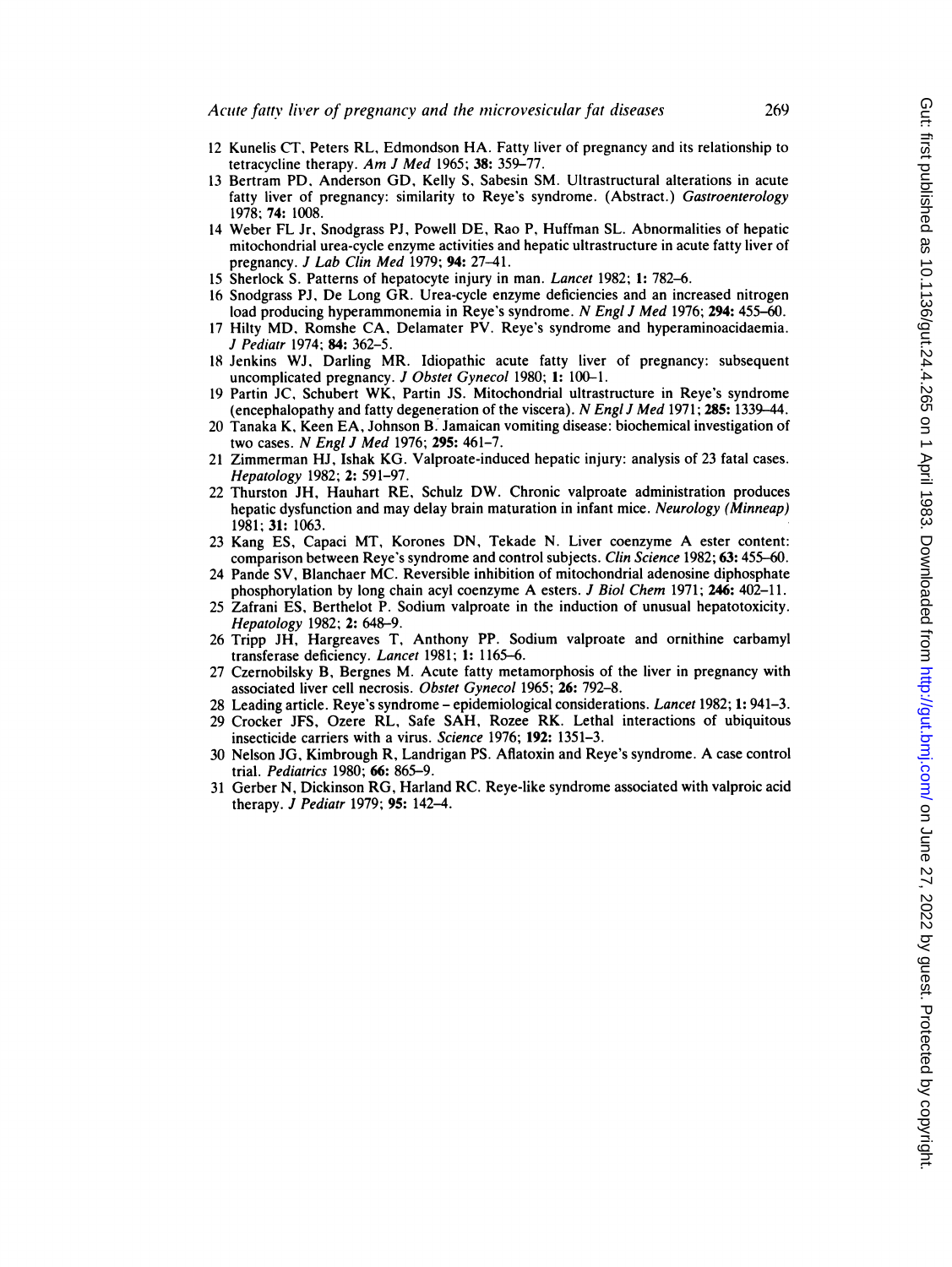12 Kunelis CT, Peters RL, Edmondson HA. Fatty liver of pregnancy and its relationship to tetracycline therapy. *Am J Med* 1965; **38:** 359–77.

13 Bertram PD, Anderson GD, Kelly S, Sabesin SM. Ultrastructural alterations in acute fatty liver of pregnancy: similarity to Reye's syndrome. (Abstract.) *Gastroenterology* 1978; **74:** 1008.

14 Weber FL Jr, Snodgrass PJ, Powell DE, Rao P, Huffman SL. Abnormalities of hepatic mitochondrial urea-cycle enzyme activities and hepatic ultrastructure in acute fatty liver of pregnancy. *J Lab Clin Med* 1979; **94:** 27–41.

15 Sherlock S. Patterns of hepatocyte injury in man. *Lancet* 1982; **1:** 782–6.

16 Snodgrass PJ, De Long GR. Urea-cycle enzyme deficiencies and an increased nitrogen load producing hyperammonemia in Reye's syndrome. *N Engl J Med* 1976; **294:** 455–60.

17 Hilty MD, Romshe CA, Delamater PV. Reye's syndrome and hyperaminoacidaemia. *J Pediatr* 1974; **84:** 362–5.

18 Jenkins WJ, Darling MR. Idiopathic acute fatty liver of pregnancy: subsequent uncomplicated pregnancy. *J Obstet Gynecol* 1980; **1:** 100–1.

19 Partin JC, Schubert WK, Partin JS. Mitochondrial ultrastructure in Reye's syndrome (encephalopathy and fatty degeneration of the viscera). *N Engl J Med* 1971; **285:** 1339–44.

20 Tanaka K, Keen EA, Johnson B. Jamaican vomiting disease: biochemical investigation of two cases. *N Engl J Med* 1976; **295:** 461–7.

21 Zimmerman HJ, Ishak KG. Valproate-induced hepatic injury: analysis of 23 fatal cases. *Hepatology* 1982; **2:** 591–97.

22 Thurston JH, Hauhart RE, Schulz DW. Chronic valproate administration produces hepatic dysfunction and may delay brain maturation in infant mice. *Neurology (Minneap)* 1981; **31:** 1063.

23 Kang ES, Capaci MT, Korones DN, Tekade N. Liver coenzyme A ester content: comparison between Reye's syndrome and control subjects. *Clin Science* 1982; **63:** 455–60.

24 Pande SV, Blanchaer MC. Reversible inhibition of mitochondrial adenosine diphosphate phosphorylation by long chain acyl coenzyme A esters. *J Biol Chem* 1971; **246:** 402–11.

25 Zafrani ES, Berthelot P. Sodium valproate in the induction of unusual hepatotoxicity. *Hepatology* 1982; **2:** 648–9.

26 Tripp JH, Hargreaves T, Anthony PP. Sodium valproate and ornithine carbamyl transferase deficiency. *Lancet* 1981; **1:** 1165–6.

27 Czernobilsky B, Bergnes M. Acute fatty metamorphosis of the liver in pregnancy with associated liver cell necrosis. *Obstet Gynecol* 1965; **26:** 792–8.

28 Leading article. Reye's syndrome – epidemiological considerations. *Lancet* 1982; **1:** 941–3.

29 Crocker JFS, Ozere RL, Safe SAH, Rozee RK. Lethal interactions of ubiquitous insecticide carriers with a virus. *Science* 1976; **192:** 1351–3.

30 Nelson JG, Kimbrough R, Landrigan PS. Aflatoxin and Reye's syndrome. A case control trial. *Pediatrics* 1980; **66:** 865–9.

31 Gerber N, Dickinson RG, Harland RC. Reye-like syndrome associated with valproic acid therapy. *J Pediatr* 1979; **95:** 142–4.